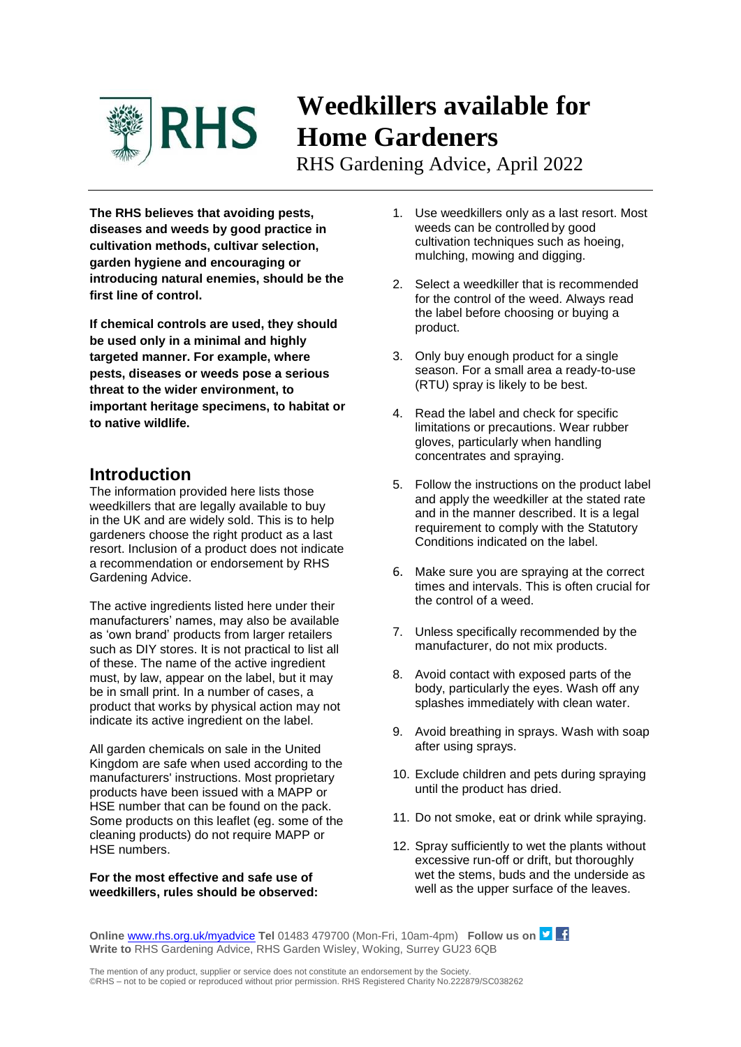# Weedkillers available for Home Gardeners

RHS Gardening Advice, April 2022

**The RHS believes that avoiding pests, diseases and weeds by good practice in cultivation methods, cultivar selection, garden hygiene and encouraging or introducing natural enemies, should be the first line of control.**

**If chemical controls are used, they should be used only in a minimal and highly targeted manner. For example, where pests, diseases or weeds pose a serious threat to the wider environment, to important heritage specimens, to habitat or to native wildlife.**

## Introduction

The information provided here lists those weedkillers that are legally available to buy in the UK and are widely sold. This is to help gardeners choose the right product as a last resort. Inclusion of a product does not indicate a recommendation or endorsement by RHS Gardening Advice.

The active ingredients listed here under their manufacturers' names, may also be available as 'own brand' products from larger retailers such as DIY stores. It is not practical to list all of these. The name of the active ingredient must, by law, appear on the label, but it may be in small print. In a number of cases, a product that works by physical action may not indicate its active ingredient on the label.

All garden chemicals on sale in the United Kingdom are safe when used according to the manufacturers' instructions. Most proprietary products have been issued with a MAPP or HSE number that can be found on the pack. Some products on this leaflet (eg. some of the cleaning products) do not require MAPP or HSE numbers.

**For the most effective and safe use of weedkillers, rules should be observed:**

1. Use weedkillers only as a last resort. Most weeds can be controlled by good cultivation techniques such as hoeing, mulching, mowing and digging.
2. Select a weedkiller that is recommended for the control of the weed. Always read the label before choosing or buying a product.
3. Only buy enough product for a single season. For a small area a ready-to-use (RTU) spray is likely to be best.
4. Read the label and check for specific limitations or precautions. Wear rubber gloves, particularly when handling concentrates and spraying.
5. Follow the instructions on the product label and apply the weedkiller at the stated rate and in the manner described. It is a legal requirement to comply with the Statutory Conditions indicated on the label.
6. Make sure you are spraying at the correct times and intervals. This is often crucial for the control of a weed.
7. Unless specifically recommended by the manufacturer, do not mix products.
8. Avoid contact with exposed parts of the body, particularly the eyes. Wash off any splashes immediately with clean water.
9. Avoid breathing in sprays. Wash with soap after using sprays.
10. Exclude children and pets during spraying until the product has dried.
11. Do not smoke, eat or drink while spraying.
12. Spray sufficiently to wet the plants without excessive run-off or drift, but thoroughly wet the stems, buds and the underside as well as the upper surface of the leaves.

**Online** www.rhs.org.uk/myadvice **Tel** 01483 479700 (Mon-Fri, 10am-4pm) **Follow us on**
**Write to** RHS Gardening Advice, RHS Garden Wisley, Woking, Surrey GU23 6QB

The mention of any product, supplier or service does not constitute an endorsement by the Society.
©RHS – not to be copied or reproduced without prior permission. RHS Registered Charity No.222879/SC038262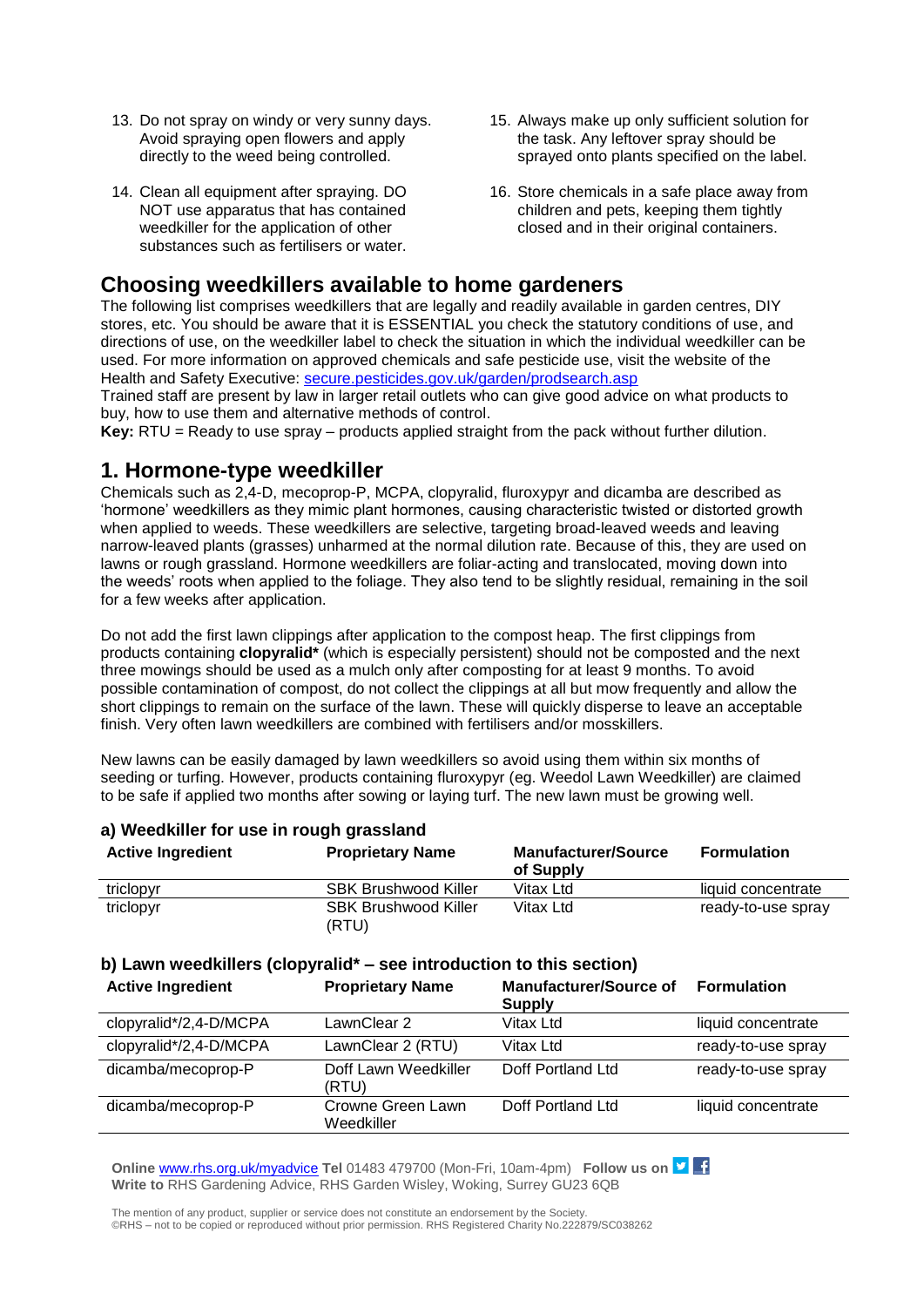13. Do not spray on windy or very sunny days. Avoid spraying open flowers and apply directly to the weed being controlled.

14. Clean all equipment after spraying. DO NOT use apparatus that has contained weedkiller for the application of other substances such as fertilisers or water.

15. Always make up only sufficient solution for the task. Any leftover spray should be sprayed onto plants specified on the label.

16. Store chemicals in a safe place away from children and pets, keeping them tightly closed and in their original containers.

## Choosing weedkillers available to home gardeners

The following list comprises weedkillers that are legally and readily available in garden centres, DIY stores, etc. You should be aware that it is ESSENTIAL you check the statutory conditions of use, and directions of use, on the weedkiller label to check the situation in which the individual weedkiller can be used. For more information on approved chemicals and safe pesticide use, visit the website of the Health and Safety Executive: secure.pesticides.gov.uk/garden/prodsearch.asp

Trained staff are present by law in larger retail outlets who can give good advice on what products to buy, how to use them and alternative methods of control.

**Key:** RTU = Ready to use spray – products applied straight from the pack without further dilution.

## 1. Hormone-type weedkiller

Chemicals such as 2,4-D, mecoprop-P, MCPA, clopyralid, fluroxypyr and dicamba are described as 'hormone' weedkillers as they mimic plant hormones, causing characteristic twisted or distorted growth when applied to weeds. These weedkillers are selective, targeting broad-leaved weeds and leaving narrow-leaved plants (grasses) unharmed at the normal dilution rate. Because of this, they are used on lawns or rough grassland. Hormone weedkillers are foliar-acting and translocated, moving down into the weeds' roots when applied to the foliage. They also tend to be slightly residual, remaining in the soil for a few weeks after application.

Do not add the first lawn clippings after application to the compost heap. The first clippings from products containing **clopyralid*** (which is especially persistent) should not be composted and the next three mowings should be used as a mulch only after composting for at least 9 months. To avoid possible contamination of compost, do not collect the clippings at all but mow frequently and allow the short clippings to remain on the surface of the lawn. These will quickly disperse to leave an acceptable finish. Very often lawn weedkillers are combined with fertilisers and/or mosskillers.

New lawns can be easily damaged by lawn weedkillers so avoid using them within six months of seeding or turfing. However, products containing fluroxypyr (eg. Weedol Lawn Weedkiller) are claimed to be safe if applied two months after sowing or laying turf. The new lawn must be growing well.

### a) Weedkiller for use in rough grassland

| Active Ingredient | Proprietary Name | Manufacturer/Source of Supply | Formulation |
|---|---|---|---|
| triclopyr | SBK Brushwood Killer | Vitax Ltd | liquid concentrate |
| triclopyr | SBK Brushwood Killer (RTU) | Vitax Ltd | ready-to-use spray |

### b) Lawn weedkillers (clopyralid* – see introduction to this section)

| Active Ingredient | Proprietary Name | Manufacturer/Source of Supply | Formulation |
|---|---|---|---|
| clopyralid*/2,4-D/MCPA | LawnClear 2 | Vitax Ltd | liquid concentrate |
| clopyralid*/2,4-D/MCPA | LawnClear 2 (RTU) | Vitax Ltd | ready-to-use spray |
| dicamba/mecoprop-P | Doff Lawn Weedkiller (RTU) | Doff Portland Ltd | ready-to-use spray |
| dicamba/mecoprop-P | Crowne Green Lawn Weedkiller | Doff Portland Ltd | liquid concentrate |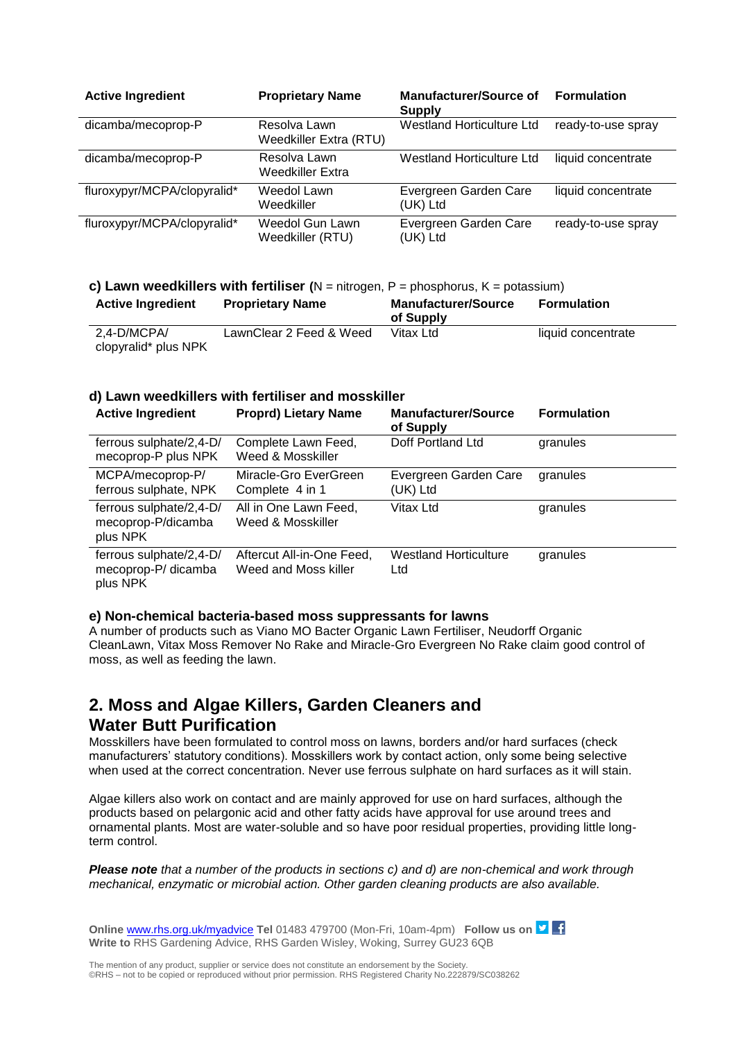| Active Ingredient | Proprietary Name | Manufacturer/Source of Supply | Formulation |
|---|---|---|---|
| dicamba/mecoprop-P | Resolva Lawn Weedkiller Extra (RTU) | Westland Horticulture Ltd | ready-to-use spray |
| dicamba/mecoprop-P | Resolva Lawn Weedkiller Extra | Westland Horticulture Ltd | liquid concentrate |
| fluroxypyr/MCPA/clopyralid* | Weedol Lawn Weedkiller | Evergreen Garden Care (UK) Ltd | liquid concentrate |
| fluroxypyr/MCPA/clopyralid* | Weedol Gun Lawn Weedkiller (RTU) | Evergreen Garden Care (UK) Ltd | ready-to-use spray |

**c) Lawn weedkillers with fertiliser** (N = nitrogen, P = phosphorus, K = potassium)

| Active Ingredient | Proprietary Name | Manufacturer/Source of Supply | Formulation |
|---|---|---|---|
| 2,4-D/MCPA/ clopyralid* plus NPK | LawnClear 2 Feed & Weed | Vitax Ltd | liquid concentrate |

**d) Lawn weedkillers with fertiliser and mosskiller**

| Active Ingredient | Proprd) Lietary Name | Manufacturer/Source of Supply | Formulation |
|---|---|---|---|
| ferrous sulphate/2,4-D/ mecoprop-P plus NPK | Complete Lawn Feed, Weed & Mosskiller | Doff Portland Ltd | granules |
| MCPA/mecoprop-P/ ferrous sulphate, NPK | Miracle-Gro EverGreen Complete 4 in 1 | Evergreen Garden Care (UK) Ltd | granules |
| ferrous sulphate/2,4-D/ mecoprop-P/dicamba plus NPK | All in One Lawn Feed, Weed & Mosskiller | Vitax Ltd | granules |
| ferrous sulphate/2,4-D/ mecoprop-P/ dicamba plus NPK | Aftercut All-in-One Feed, Weed and Moss killer | Westland Horticulture Ltd | granules |

**e) Non-chemical bacteria-based moss suppressants for lawns**

A number of products such as Viano MO Bacter Organic Lawn Fertiliser, Neudorff Organic CleanLawn, Vitax Moss Remover No Rake and Miracle-Gro Evergreen No Rake claim good control of moss, as well as feeding the lawn.

## 2. Moss and Algae Killers, Garden Cleaners and Water Butt Purification

Mosskillers have been formulated to control moss on lawns, borders and/or hard surfaces (check manufacturers' statutory conditions). Mosskillers work by contact action, only some being selective when used at the correct concentration. Never use ferrous sulphate on hard surfaces as it will stain.

Algae killers also work on contact and are mainly approved for use on hard surfaces, although the products based on pelargonic acid and other fatty acids have approval for use around trees and ornamental plants. Most are water-soluble and so have poor residual properties, providing little long-term control.

***Please note*** *that a number of the products in sections c) and d) are non-chemical and work through mechanical, enzymatic or microbial action. Other garden cleaning products are also available.*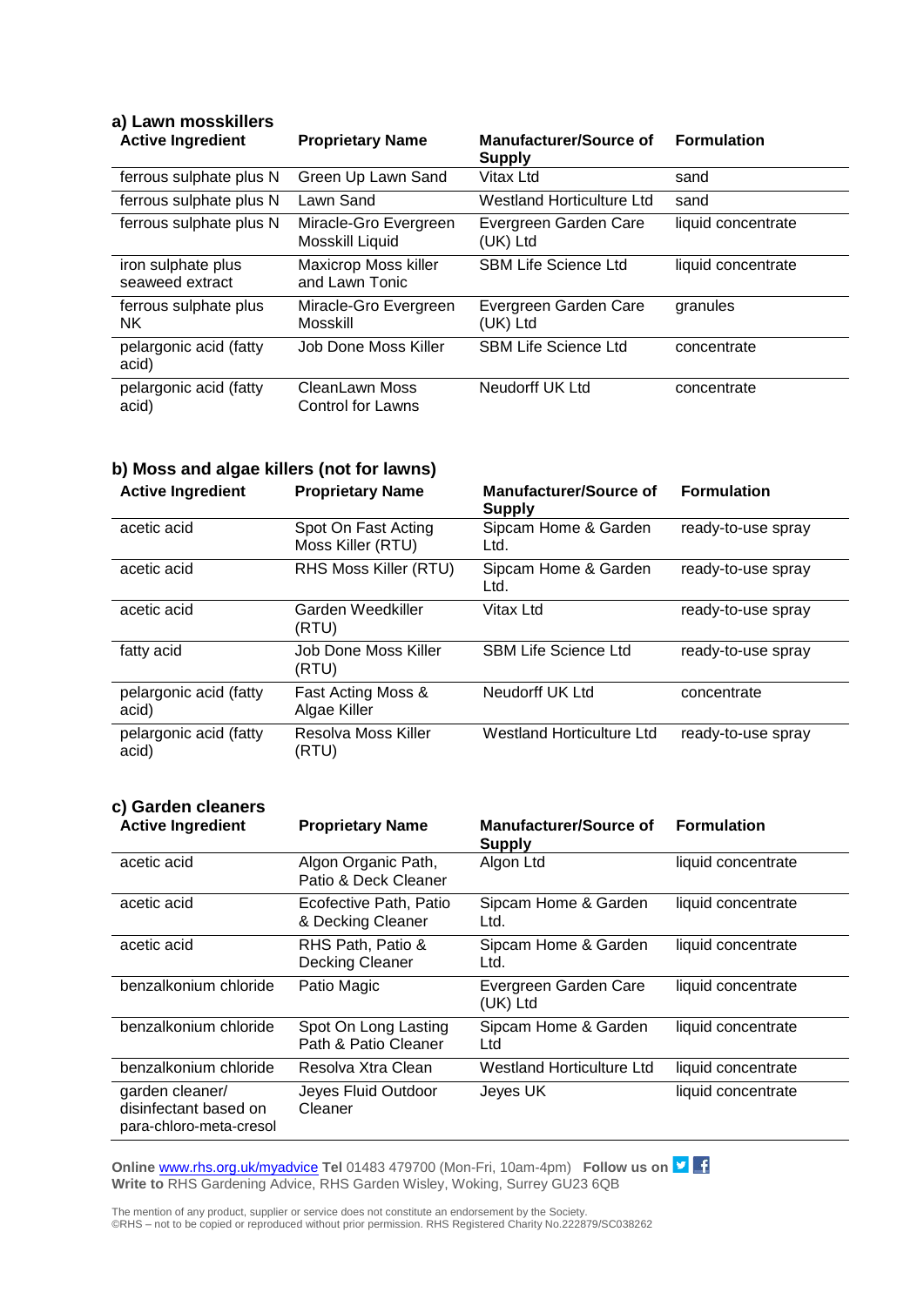### a) Lawn mosskillers

| Active Ingredient | Proprietary Name | Manufacturer/Source of Supply | Formulation |
|---|---|---|---|
| ferrous sulphate plus N | Green Up Lawn Sand | Vitax Ltd | sand |
| ferrous sulphate plus N | Lawn Sand | Westland Horticulture Ltd | sand |
| ferrous sulphate plus N | Miracle-Gro Evergreen Mosskill Liquid | Evergreen Garden Care (UK) Ltd | liquid concentrate |
| iron sulphate plus seaweed extract | Maxicrop Moss killer and Lawn Tonic | SBM Life Science Ltd | liquid concentrate |
| ferrous sulphate plus NK | Miracle-Gro Evergreen Mosskill | Evergreen Garden Care (UK) Ltd | granules |
| pelargonic acid (fatty acid) | Job Done Moss Killer | SBM Life Science Ltd | concentrate |
| pelargonic acid (fatty acid) | CleanLawn Moss Control for Lawns | Neudorff UK Ltd | concentrate |

### b) Moss and algae killers (not for lawns)

| Active Ingredient | Proprietary Name | Manufacturer/Source of Supply | Formulation |
|---|---|---|---|
| acetic acid | Spot On Fast Acting Moss Killer (RTU) | Sipcam Home & Garden Ltd. | ready-to-use spray |
| acetic acid | RHS Moss Killer (RTU) | Sipcam Home & Garden Ltd. | ready-to-use spray |
| acetic acid | Garden Weedkiller (RTU) | Vitax Ltd | ready-to-use spray |
| fatty acid | Job Done Moss Killer (RTU) | SBM Life Science Ltd | ready-to-use spray |
| pelargonic acid (fatty acid) | Fast Acting Moss & Algae Killer | Neudorff UK Ltd | concentrate |
| pelargonic acid (fatty acid) | Resolva Moss Killer (RTU) | Westland Horticulture Ltd | ready-to-use spray |

### c) Garden cleaners

| Active Ingredient | Proprietary Name | Manufacturer/Source of Supply | Formulation |
|---|---|---|---|
| acetic acid | Algon Organic Path, Patio & Deck Cleaner | Algon Ltd | liquid concentrate |
| acetic acid | Ecofective Path, Patio & Decking Cleaner | Sipcam Home & Garden Ltd. | liquid concentrate |
| acetic acid | RHS Path, Patio & Decking Cleaner | Sipcam Home & Garden Ltd. | liquid concentrate |
| benzalkonium chloride | Patio Magic | Evergreen Garden Care (UK) Ltd | liquid concentrate |
| benzalkonium chloride | Spot On Long Lasting Path & Patio Cleaner | Sipcam Home & Garden Ltd | liquid concentrate |
| benzalkonium chloride | Resolva Xtra Clean | Westland Horticulture Ltd | liquid concentrate |
| garden cleaner/ disinfectant based on para-chloro-meta-cresol | Jeyes Fluid Outdoor Cleaner | Jeyes UK | liquid concentrate |

**Online** www.rhs.org.uk/myadvice **Tel** 01483 479700 (Mon-Fri, 10am-4pm) **Follow us on**
**Write to** RHS Gardening Advice, RHS Garden Wisley, Woking, Surrey GU23 6QB

The mention of any product, supplier or service does not constitute an endorsement by the Society.
©RHS – not to be copied or reproduced without prior permission. RHS Registered Charity No.222879/SC038262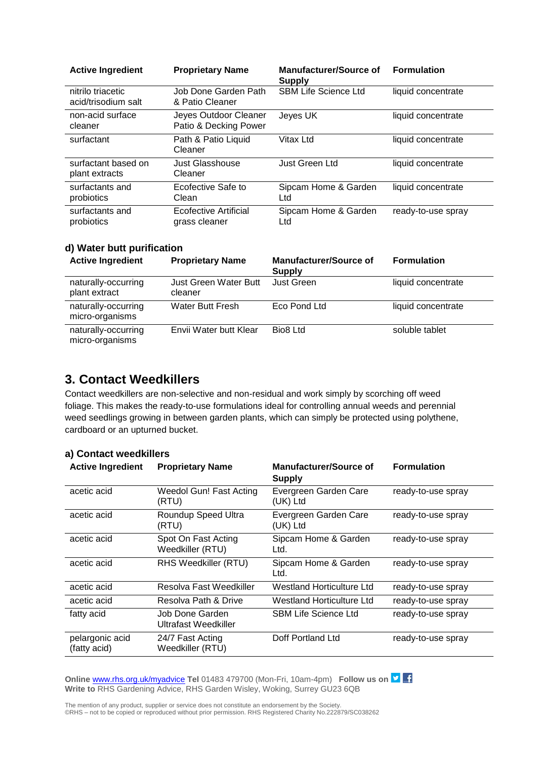| Active Ingredient | Proprietary Name | Manufacturer/Source of Supply | Formulation |
|---|---|---|---|
| nitrilo triacetic acid/trisodium salt | Job Done Garden Path & Patio Cleaner | SBM Life Science Ltd | liquid concentrate |
| non-acid surface cleaner | Jeyes Outdoor Cleaner Patio & Decking Power | Jeyes UK | liquid concentrate |
| surfactant | Path & Patio Liquid Cleaner | Vitax Ltd | liquid concentrate |
| surfactant based on plant extracts | Just Glasshouse Cleaner | Just Green Ltd | liquid concentrate |
| surfactants and probiotics | Ecofective Safe to Clean | Sipcam Home & Garden Ltd | liquid concentrate |
| surfactants and probiotics | Ecofective Artificial grass cleaner | Sipcam Home & Garden Ltd | ready-to-use spray |

### d) Water butt purification

| Active Ingredient | Proprietary Name | Manufacturer/Source of Supply | Formulation |
|---|---|---|---|
| naturally-occurring plant extract | Just Green Water Butt cleaner | Just Green | liquid concentrate |
| naturally-occurring micro-organisms | Water Butt Fresh | Eco Pond Ltd | liquid concentrate |
| naturally-occurring micro-organisms | Envii Water butt Klear | Bio8 Ltd | soluble tablet |

## 3. Contact Weedkillers

Contact weedkillers are non-selective and non-residual and work simply by scorching off weed foliage. This makes the ready-to-use formulations ideal for controlling annual weeds and perennial weed seedlings growing in between garden plants, which can simply be protected using polythene, cardboard or an upturned bucket.

### a) Contact weedkillers

| Active Ingredient | Proprietary Name | Manufacturer/Source of Supply | Formulation |
|---|---|---|---|
| acetic acid | Weedol Gun! Fast Acting (RTU) | Evergreen Garden Care (UK) Ltd | ready-to-use spray |
| acetic acid | Roundup Speed Ultra (RTU) | Evergreen Garden Care (UK) Ltd | ready-to-use spray |
| acetic acid | Spot On Fast Acting Weedkiller (RTU) | Sipcam Home & Garden Ltd. | ready-to-use spray |
| acetic acid | RHS Weedkiller (RTU) | Sipcam Home & Garden Ltd. | ready-to-use spray |
| acetic acid | Resolva Fast Weedkiller | Westland Horticulture Ltd | ready-to-use spray |
| acetic acid | Resolva Path & Drive | Westland Horticulture Ltd | ready-to-use spray |
| fatty acid | Job Done Garden Ultrafast Weedkiller | SBM Life Science Ltd | ready-to-use spray |
| pelargonic acid (fatty acid) | 24/7 Fast Acting Weedkiller (RTU) | Doff Portland Ltd | ready-to-use spray |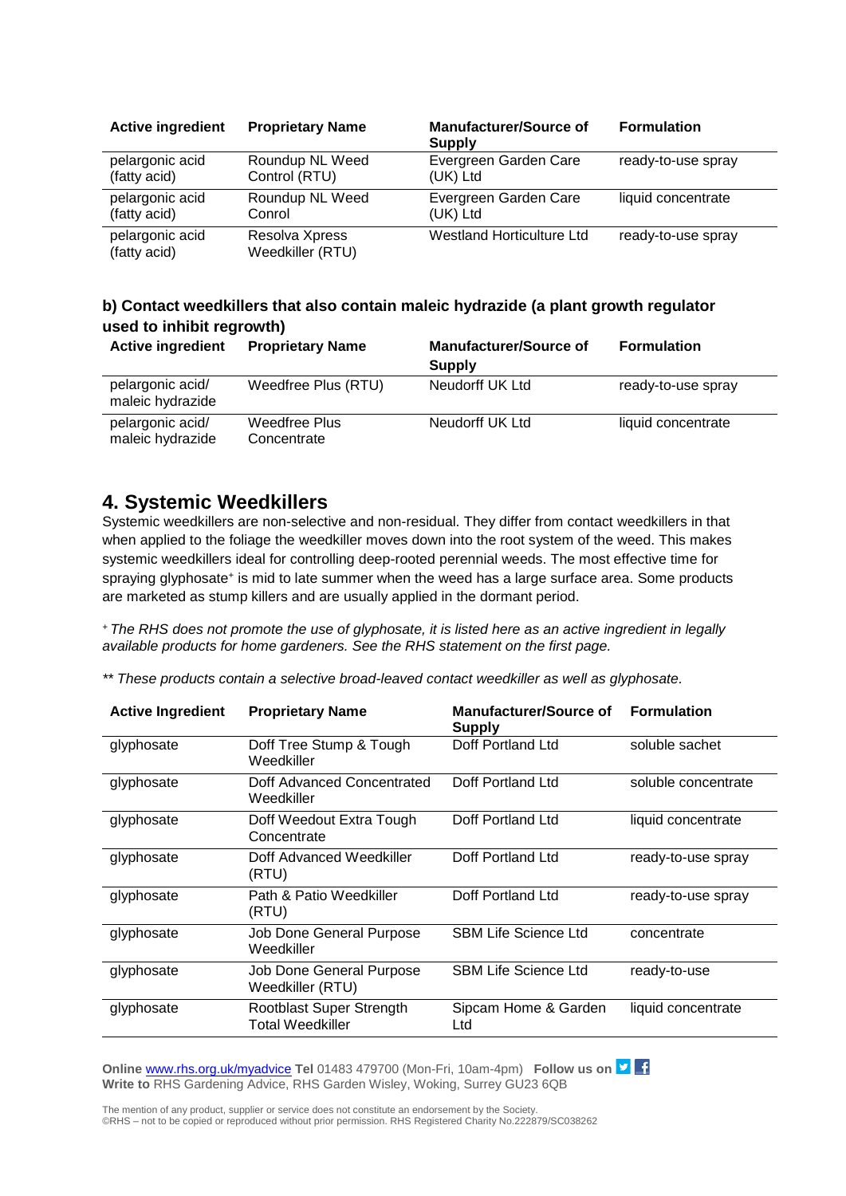| Active ingredient | Proprietary Name | Manufacturer/Source of Supply | Formulation |
|---|---|---|---|
| pelargonic acid (fatty acid) | Roundup NL Weed Control (RTU) | Evergreen Garden Care (UK) Ltd | ready-to-use spray |
| pelargonic acid (fatty acid) | Roundup NL Weed Conrol | Evergreen Garden Care (UK) Ltd | liquid concentrate |
| pelargonic acid (fatty acid) | Resolva Xpress Weedkiller (RTU) | Westland Horticulture Ltd | ready-to-use spray |

**b) Contact weedkillers that also contain maleic hydrazide (a plant growth regulator used to inhibit regrowth)**

| Active ingredient | Proprietary Name | Manufacturer/Source of Supply | Formulation |
|---|---|---|---|
| pelargonic acid/ maleic hydrazide | Weedfree Plus (RTU) | Neudorff UK Ltd | ready-to-use spray |
| pelargonic acid/ maleic hydrazide | Weedfree Plus Concentrate | Neudorff UK Ltd | liquid concentrate |

## 4. Systemic Weedkillers

Systemic weedkillers are non-selective and non-residual. They differ from contact weedkillers in that when applied to the foliage the weedkiller moves down into the root system of the weed. This makes systemic weedkillers ideal for controlling deep-rooted perennial weeds. The most effective time for spraying glyphosate[+] is mid to late summer when the weed has a large surface area. Some products are marketed as stump killers and are usually applied in the dormant period.

*[+] The RHS does not promote the use of glyphosate, it is listed here as an active ingredient in legally available products for home gardeners. See the RHS statement on the first page.*

*** These products contain a selective broad-leaved contact weedkiller as well as glyphosate.*

| Active Ingredient | Proprietary Name | Manufacturer/Source of Supply | Formulation |
|---|---|---|---|
| glyphosate | Doff Tree Stump & Tough Weedkiller | Doff Portland Ltd | soluble sachet |
| glyphosate | Doff Advanced Concentrated Weedkiller | Doff Portland Ltd | soluble concentrate |
| glyphosate | Doff Weedout Extra Tough Concentrate | Doff Portland Ltd | liquid concentrate |
| glyphosate | Doff Advanced Weedkiller (RTU) | Doff Portland Ltd | ready-to-use spray |
| glyphosate | Path & Patio Weedkiller (RTU) | Doff Portland Ltd | ready-to-use spray |
| glyphosate | Job Done General Purpose Weedkiller | SBM Life Science Ltd | concentrate |
| glyphosate | Job Done General Purpose Weedkiller (RTU) | SBM Life Science Ltd | ready-to-use |
| glyphosate | Rootblast Super Strength Total Weedkiller | Sipcam Home & Garden Ltd | liquid concentrate |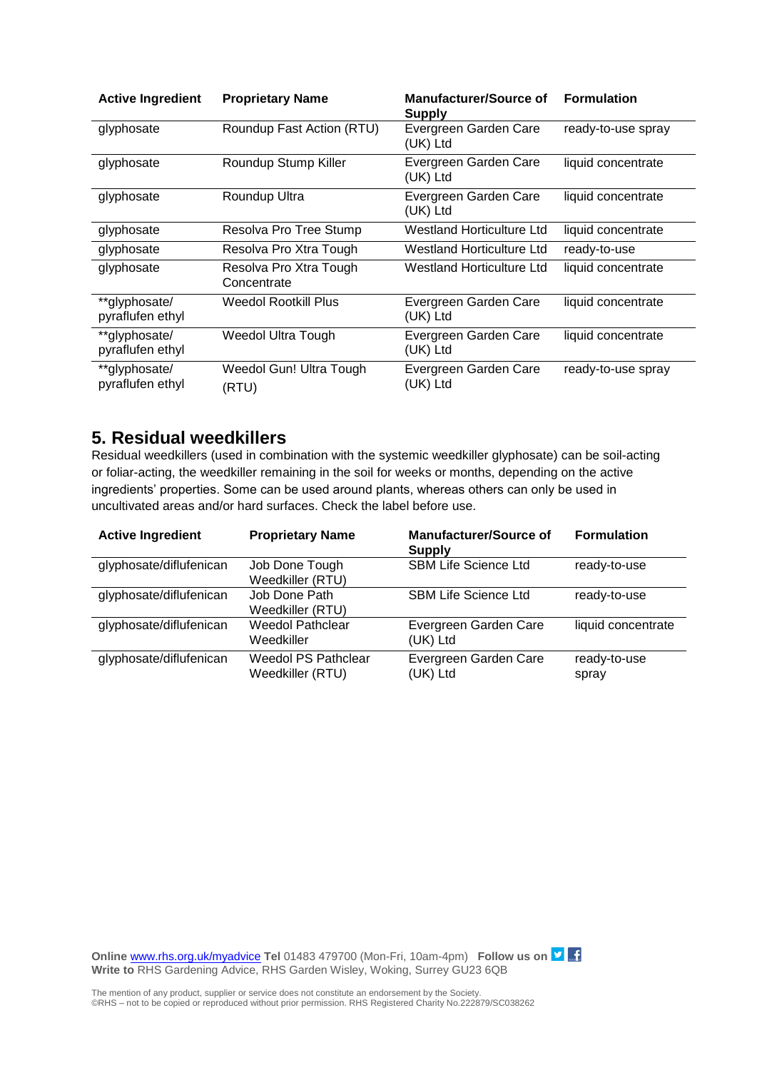| Active Ingredient | Proprietary Name | Manufacturer/Source of Supply | Formulation |
|---|---|---|---|
| glyphosate | Roundup Fast Action (RTU) | Evergreen Garden Care (UK) Ltd | ready-to-use spray |
| glyphosate | Roundup Stump Killer | Evergreen Garden Care (UK) Ltd | liquid concentrate |
| glyphosate | Roundup Ultra | Evergreen Garden Care (UK) Ltd | liquid concentrate |
| glyphosate | Resolva Pro Tree Stump | Westland Horticulture Ltd | liquid concentrate |
| glyphosate | Resolva Pro Xtra Tough | Westland Horticulture Ltd | ready-to-use |
| glyphosate | Resolva Pro Xtra Tough Concentrate | Westland Horticulture Ltd | liquid concentrate |
| **glyphosate/ pyraflufen ethyl | Weedol Rootkill Plus | Evergreen Garden Care (UK) Ltd | liquid concentrate |
| **glyphosate/ pyraflufen ethyl | Weedol Ultra Tough | Evergreen Garden Care (UK) Ltd | liquid concentrate |
| **glyphosate/ pyraflufen ethyl | Weedol Gun! Ultra Tough (RTU) | Evergreen Garden Care (UK) Ltd | ready-to-use spray |

## 5. Residual weedkillers

Residual weedkillers (used in combination with the systemic weedkiller glyphosate) can be soil-acting or foliar-acting, the weedkiller remaining in the soil for weeks or months, depending on the active ingredients' properties. Some can be used around plants, whereas others can only be used in uncultivated areas and/or hard surfaces. Check the label before use.

| Active Ingredient | Proprietary Name | Manufacturer/Source of Supply | Formulation |
|---|---|---|---|
| glyphosate/diflufenican | Job Done Tough Weedkiller (RTU) | SBM Life Science Ltd | ready-to-use |
| glyphosate/diflufenican | Job Done Path Weedkiller (RTU) | SBM Life Science Ltd | ready-to-use |
| glyphosate/diflufenican | Weedol Pathclear Weedkiller | Evergreen Garden Care (UK) Ltd | liquid concentrate |
| glyphosate/diflufenican | Weedol PS Pathclear Weedkiller (RTU) | Evergreen Garden Care (UK) Ltd | ready-to-use spray |

**Online** www.rhs.org.uk/myadvice **Tel** 01483 479700 (Mon-Fri, 10am-4pm) **Follow us on**
**Write to** RHS Gardening Advice, RHS Garden Wisley, Woking, Surrey GU23 6QB

The mention of any product, supplier or service does not constitute an endorsement by the Society.
©RHS – not to be copied or reproduced without prior permission. RHS Registered Charity No.222879/SC038262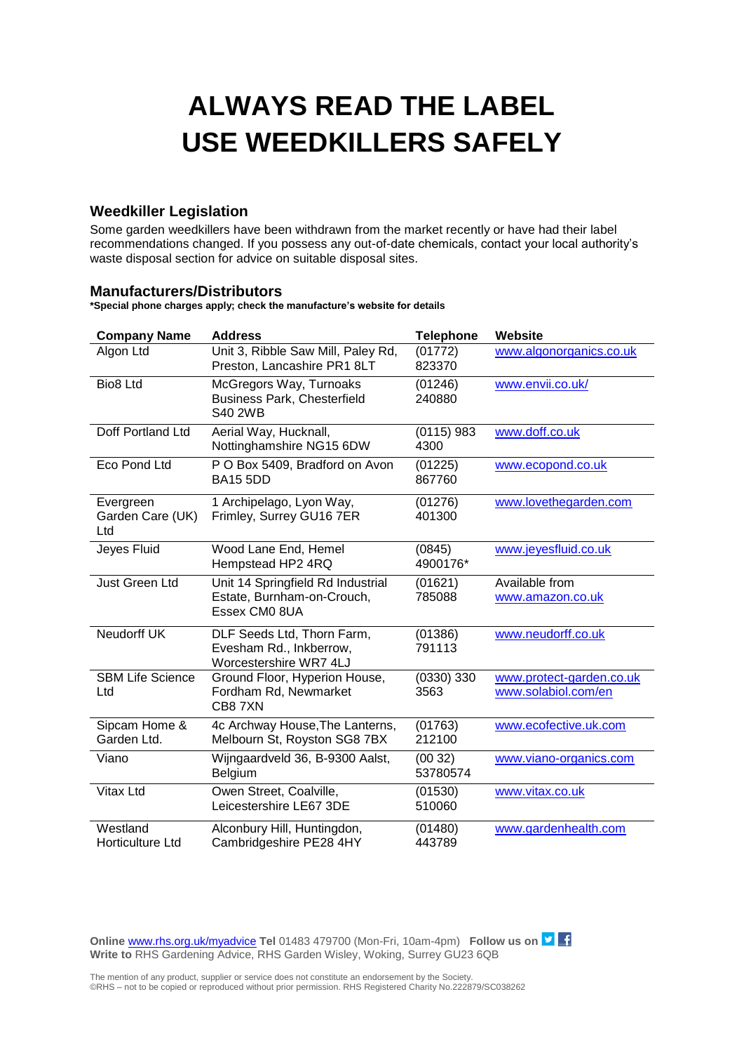# ALWAYS READ THE LABEL
# USE WEEDKILLERS SAFELY

## Weedkiller Legislation

Some garden weedkillers have been withdrawn from the market recently or have had their label recommendations changed. If you possess any out-of-date chemicals, contact your local authority's waste disposal section for advice on suitable disposal sites.

## Manufacturers/Distributors

***Special phone charges apply; check the manufacture's website for details**

| Company Name | Address | Telephone | Website |
|---|---|---|---|
| Algon Ltd | Unit 3, Ribble Saw Mill, Paley Rd, Preston, Lancashire PR1 8LT | (01772) 823370 | www.algonorganics.co.uk |
| Bio8 Ltd | McGregors Way, Turnoaks Business Park, Chesterfield S40 2WB | (01246) 240880 | www.envii.co.uk/ |
| Doff Portland Ltd | Aerial Way, Hucknall, Nottinghamshire NG15 6DW | (0115) 983 4300 | www.doff.co.uk |
| Eco Pond Ltd | P O Box 5409, Bradford on Avon BA15 5DD | (01225) 867760 | www.ecopond.co.uk |
| Evergreen Garden Care (UK) Ltd | 1 Archipelago, Lyon Way, Frimley, Surrey GU16 7ER | (01276) 401300 | www.lovethegarden.com |
| Jeyes Fluid | Wood Lane End, Hemel Hempstead HP2 4RQ | (0845) 4900176* | www.jeyesfluid.co.uk |
| Just Green Ltd | Unit 14 Springfield Rd Industrial Estate, Burnham-on-Crouch, Essex CM0 8UA | (01621) 785088 | Available from www.amazon.co.uk |
| Neudorff UK | DLF Seeds Ltd, Thorn Farm, Evesham Rd., Inkberrow, Worcestershire WR7 4LJ | (01386) 791113 | www.neudorff.co.uk |
| SBM Life Science Ltd | Ground Floor, Hyperion House, Fordham Rd, Newmarket CB8 7XN | (0330) 330 3563 | www.protect-garden.co.uk www.solabiol.com/en |
| Sipcam Home & Garden Ltd. | 4c Archway House,The Lanterns, Melbourn St, Royston SG8 7BX | (01763) 212100 | www.ecofective.uk.com |
| Viano | Wijngaardveld 36, B-9300 Aalst, Belgium | (00 32) 53780574 | www.viano-organics.com |
| Vitax Ltd | Owen Street, Coalville, Leicestershire LE67 3DE | (01530) 510060 | www.vitax.co.uk |
| Westland Horticulture Ltd | Alconbury Hill, Huntingdon, Cambridgeshire PE28 4HY | (01480) 443789 | www.gardenhealth.com |

**Online** www.rhs.org.uk/myadvice **Tel** 01483 479700 (Mon-Fri, 10am-4pm) **Follow us on**
**Write to** RHS Gardening Advice, RHS Garden Wisley, Woking, Surrey GU23 6QB

The mention of any product, supplier or service does not constitute an endorsement by the Society.
©RHS – not to be copied or reproduced without prior permission. RHS Registered Charity No.222879/SC038262